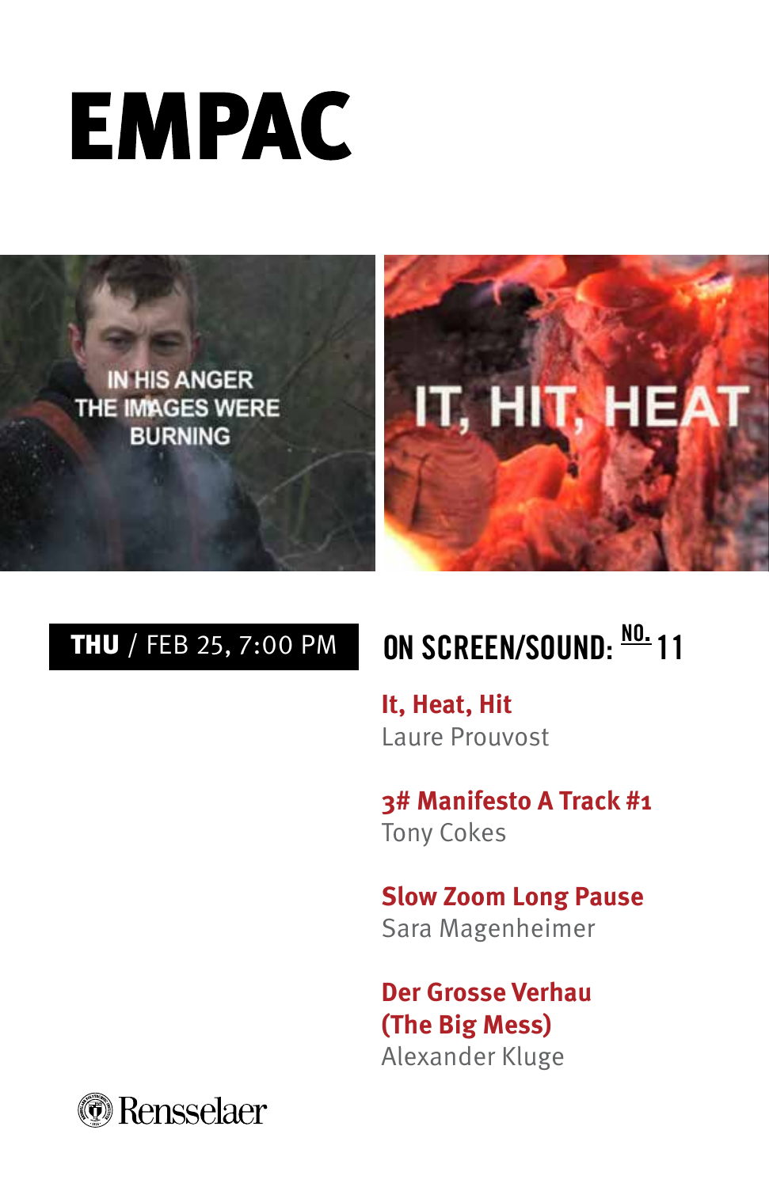# EMPAC

**THU** / FEB 25, 7:00 PM

## ON SCREEN/SOUND: NO. 11

**It, Heat, Hit**
Laure Prouvost

**3# Manifesto A Track #1**
Tony Cokes

**Slow Zoom Long Pause**
Sara Magenheimer

**Der Grosse Verhau (The Big Mess)**
Alexander Kluge

Rensselaer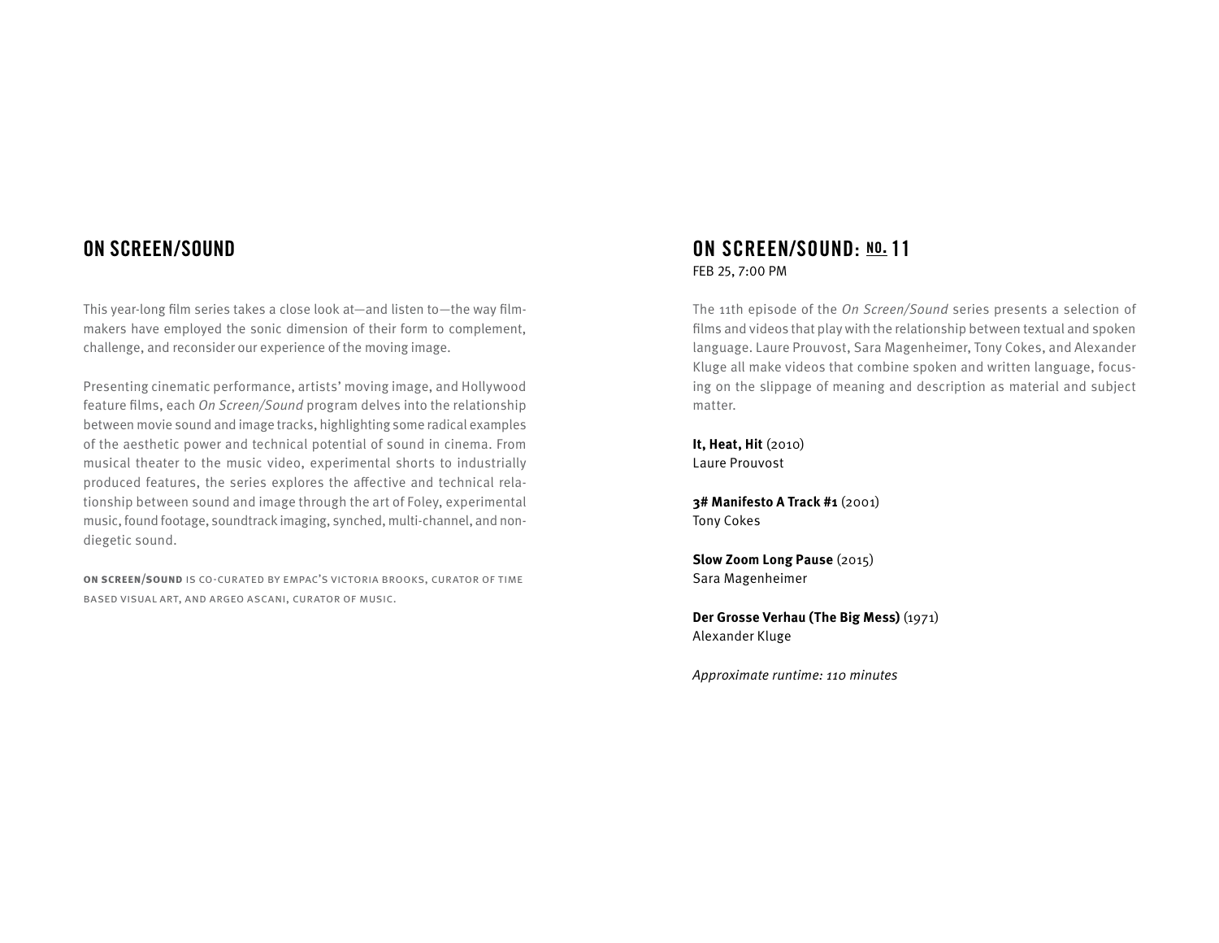## ON SCREEN/SOUND

This year-long film series takes a close look at—and listen to—the way filmmakers have employed the sonic dimension of their form to complement, challenge, and reconsider our experience of the moving image.

Presenting cinematic performance, artists' moving image, and Hollywood feature films, each *On Screen/Sound* program delves into the relationship between movie sound and image tracks, highlighting some radical examples of the aesthetic power and technical potential of sound in cinema. From musical theater to the music video, experimental shorts to industrially produced features, the series explores the affective and technical relationship between sound and image through the art of Foley, experimental music, found footage, soundtrack imaging, synched, multi-channel, and non-diegetic sound.

**ON SCREEN/SOUND** IS CO-CURATED BY EMPAC'S VICTORIA BROOKS, CURATOR OF TIME BASED VISUAL ART, AND ARGEO ASCANI, CURATOR OF MUSIC.

## ON SCREEN/SOUND: NO. 11

FEB 25, 7:00 PM

The 11th episode of the *On Screen/Sound* series presents a selection of films and videos that play with the relationship between textual and spoken language. Laure Prouvost, Sara Magenheimer, Tony Cokes, and Alexander Kluge all make videos that combine spoken and written language, focusing on the slippage of meaning and description as material and subject matter.

**It, Heat, Hit** (2010)
Laure Prouvost

**3# Manifesto A Track #1** (2001)
Tony Cokes

**Slow Zoom Long Pause** (2015)
Sara Magenheimer

**Der Grosse Verhau (The Big Mess)** (1971)
Alexander Kluge

*Approximate runtime: 110 minutes*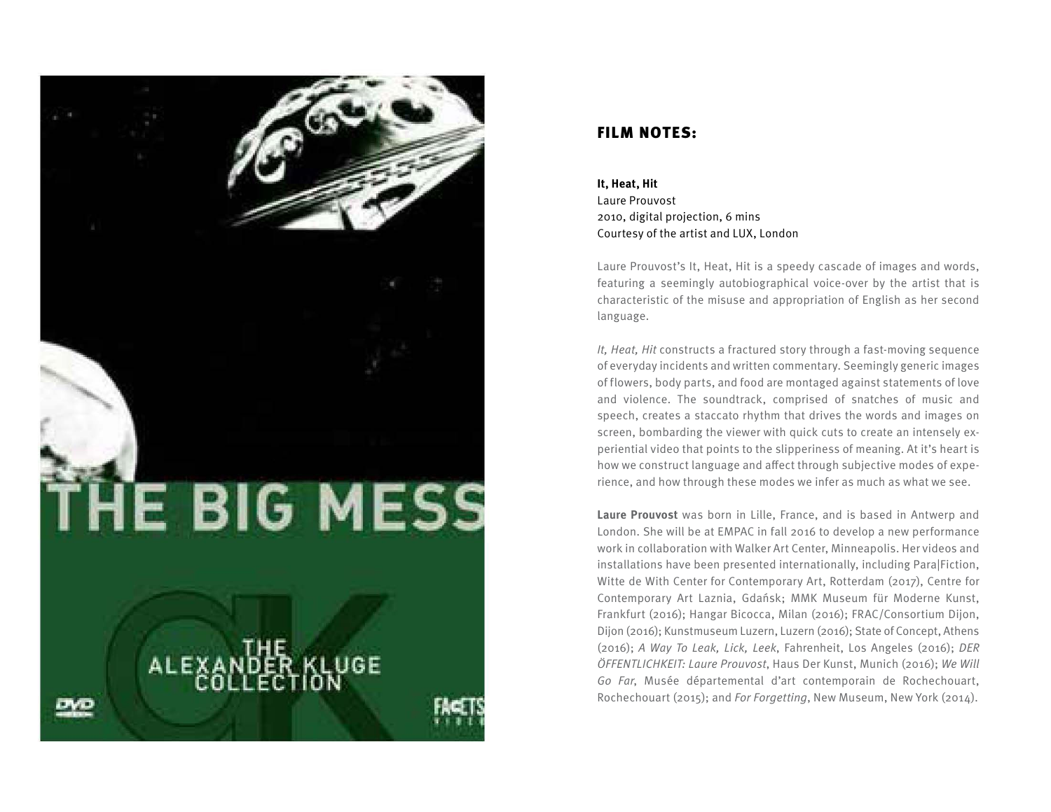## FILM NOTES:

**It, Heat, Hit**
Laure Prouvost
2010, digital projection, 6 mins
Courtesy of the artist and LUX, London

Laure Prouvost's It, Heat, Hit is a speedy cascade of images and words, featuring a seemingly autobiographical voice-over by the artist that is characteristic of the misuse and appropriation of English as her second language.

*It, Heat, Hit* constructs a fractured story through a fast-moving sequence of everyday incidents and written commentary. Seemingly generic images of flowers, body parts, and food are montaged against statements of love and violence. The soundtrack, comprised of snatches of music and speech, creates a staccato rhythm that drives the words and images on screen, bombarding the viewer with quick cuts to create an intensely experiential video that points to the slipperiness of meaning. At it's heart is how we construct language and affect through subjective modes of experience, and how through these modes we infer as much as what we see.

**Laure Prouvost** was born in Lille, France, and is based in Antwerp and London. She will be at EMPAC in fall 2016 to develop a new performance work in collaboration with Walker Art Center, Minneapolis. Her videos and installations have been presented internationally, including Para|Fiction, Witte de With Center for Contemporary Art, Rotterdam (2017), Centre for Contemporary Art Laznia, Gdańsk; MMK Museum für Moderne Kunst, Frankfurt (2016); Hangar Bicocca, Milan (2016); FRAC/Consortium Dijon, Dijon (2016); Kunstmuseum Luzern, Luzern (2016); State of Concept, Athens (2016); *A Way To Leak, Lick, Leek*, Fahrenheit, Los Angeles (2016); *DER ÖFFENTLICHKEIT: Laure Prouvost*, Haus Der Kunst, Munich (2016); *We Will Go Far*, Musée départemental d'art contemporain de Rochechouart, Rochechouart (2015); and *For Forgetting*, New Museum, New York (2014).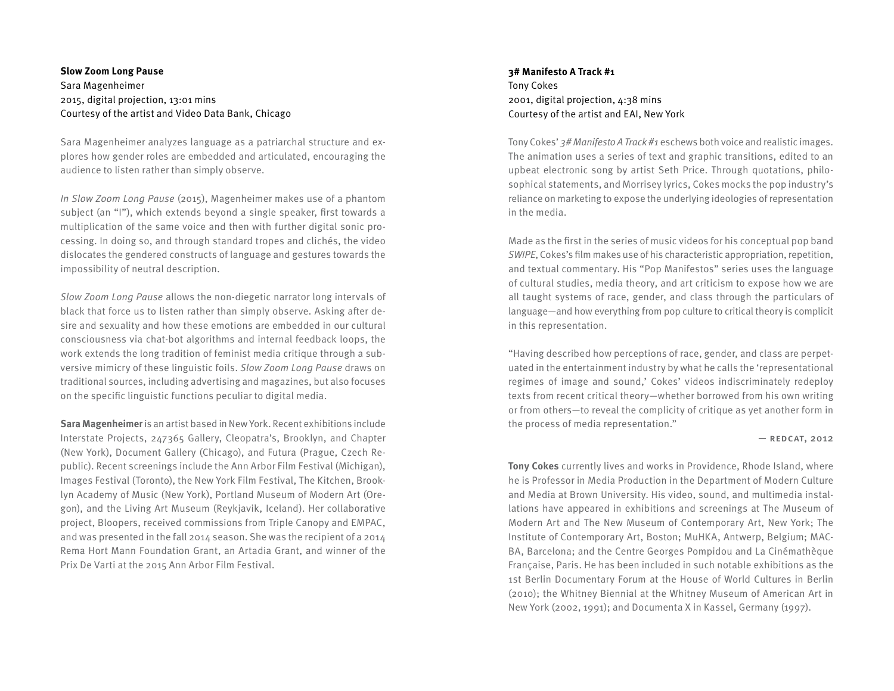**Slow Zoom Long Pause**
Sara Magenheimer
2015, digital projection, 13:01 mins
Courtesy of the artist and Video Data Bank, Chicago

Sara Magenheimer analyzes language as a patriarchal structure and explores how gender roles are embedded and articulated, encouraging the audience to listen rather than simply observe.

*In Slow Zoom Long Pause* (2015), Magenheimer makes use of a phantom subject (an "I"), which extends beyond a single speaker, first towards a multiplication of the same voice and then with further digital sonic processing. In doing so, and through standard tropes and clichés, the video dislocates the gendered constructs of language and gestures towards the impossibility of neutral description.

*Slow Zoom Long Pause* allows the non-diegetic narrator long intervals of black that force us to listen rather than simply observe. Asking after desire and sexuality and how these emotions are embedded in our cultural consciousness via chat-bot algorithms and internal feedback loops, the work extends the long tradition of feminist media critique through a subversive mimicry of these linguistic foils. *Slow Zoom Long Pause* draws on traditional sources, including advertising and magazines, but also focuses on the specific linguistic functions peculiar to digital media.

**Sara Magenheimer** is an artist based in New York. Recent exhibitions include Interstate Projects, 247365 Gallery, Cleopatra's, Brooklyn, and Chapter (New York), Document Gallery (Chicago), and Futura (Prague, Czech Republic). Recent screenings include the Ann Arbor Film Festival (Michigan), Images Festival (Toronto), the New York Film Festival, The Kitchen, Brooklyn Academy of Music (New York), Portland Museum of Modern Art (Oregon), and the Living Art Museum (Reykjavik, Iceland). Her collaborative project, Bloopers, received commissions from Triple Canopy and EMPAC, and was presented in the fall 2014 season. She was the recipient of a 2014 Rema Hort Mann Foundation Grant, an Artadia Grant, and winner of the Prix De Varti at the 2015 Ann Arbor Film Festival.

**3# Manifesto A Track #1**
Tony Cokes
2001, digital projection, 4:38 mins
Courtesy of the artist and EAI, New York

Tony Cokes' *3# Manifesto A Track #1* eschews both voice and realistic images. The animation uses a series of text and graphic transitions, edited to an upbeat electronic song by artist Seth Price. Through quotations, philosophical statements, and Morrisey lyrics, Cokes mocks the pop industry's reliance on marketing to expose the underlying ideologies of representation in the media.

Made as the first in the series of music videos for his conceptual pop band *SWIPE*, Cokes's film makes use of his characteristic appropriation, repetition, and textual commentary. His "Pop Manifestos" series uses the language of cultural studies, media theory, and art criticism to expose how we are all taught systems of race, gender, and class through the particulars of language—and how everything from pop culture to critical theory is complicit in this representation.

"Having described how perceptions of race, gender, and class are perpetuated in the entertainment industry by what he calls the 'representational regimes of image and sound,' Cokes' videos indiscriminately redeploy texts from recent critical theory—whether borrowed from his own writing or from others—to reveal the complicity of critique as yet another form in the process of media representation."

— REDCAT, 2012

**Tony Cokes** currently lives and works in Providence, Rhode Island, where he is Professor in Media Production in the Department of Modern Culture and Media at Brown University. His video, sound, and multimedia installations have appeared in exhibitions and screenings at The Museum of Modern Art and The New Museum of Contemporary Art, New York; The Institute of Contemporary Art, Boston; MuHKA, Antwerp, Belgium; MACBA, Barcelona; and the Centre Georges Pompidou and La Cinémathèque Française, Paris. He has been included in such notable exhibitions as the 1st Berlin Documentary Forum at the House of World Cultures in Berlin (2010); the Whitney Biennial at the Whitney Museum of American Art in New York (2002, 1991); and Documenta X in Kassel, Germany (1997).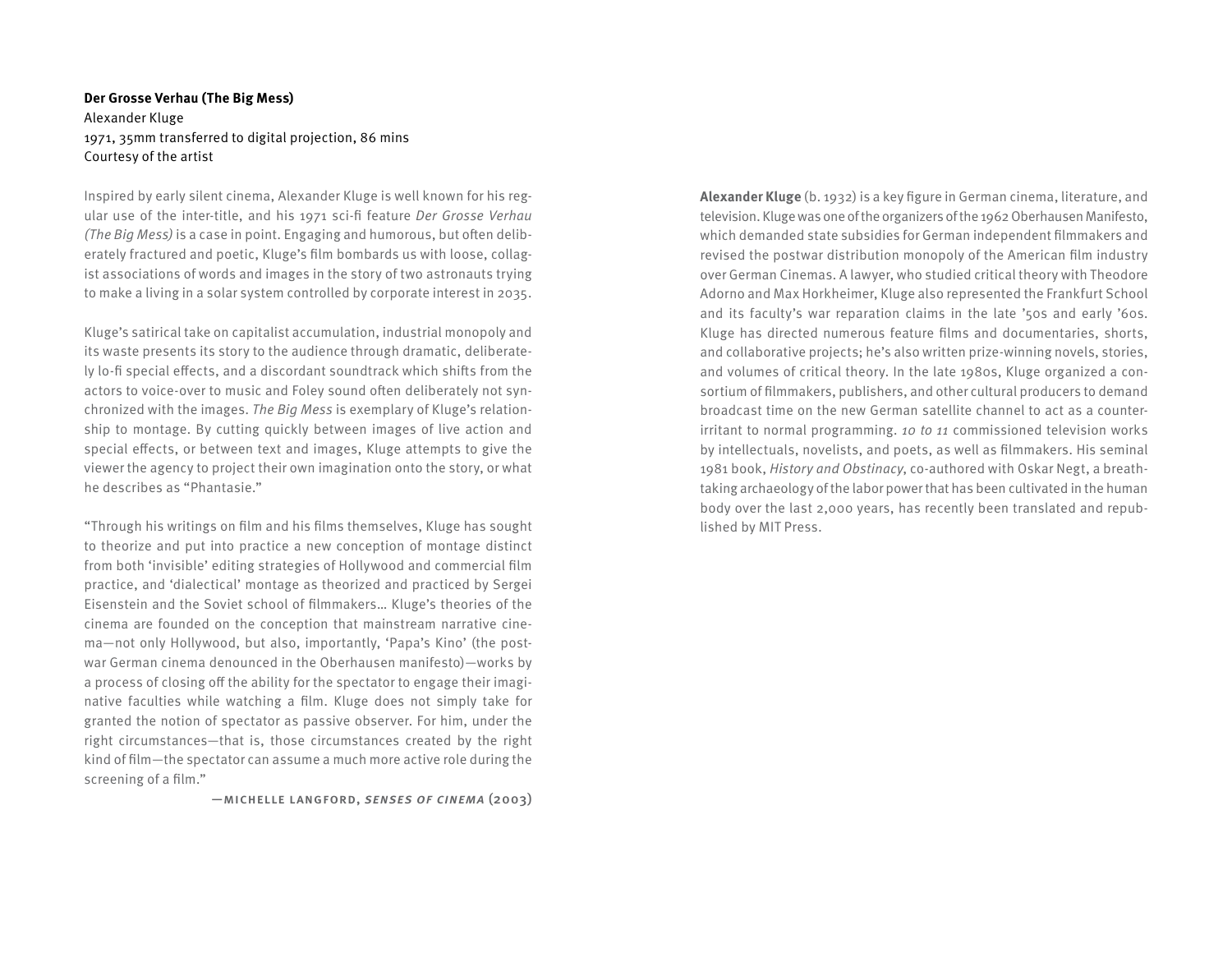**Der Grosse Verhau (The Big Mess)**
Alexander Kluge
1971, 35mm transferred to digital projection, 86 mins
Courtesy of the artist

Inspired by early silent cinema, Alexander Kluge is well known for his regular use of the inter-title, and his 1971 sci-fi feature *Der Grosse Verhau (The Big Mess)* is a case in point. Engaging and humorous, but often deliberately fractured and poetic, Kluge's film bombards us with loose, collagist associations of words and images in the story of two astronauts trying to make a living in a solar system controlled by corporate interest in 2035.

Kluge's satirical take on capitalist accumulation, industrial monopoly and its waste presents its story to the audience through dramatic, deliberately lo-fi special effects, and a discordant soundtrack which shifts from the actors to voice-over to music and Foley sound often deliberately not synchronized with the images. *The Big Mess* is exemplary of Kluge's relationship to montage. By cutting quickly between images of live action and special effects, or between text and images, Kluge attempts to give the viewer the agency to project their own imagination onto the story, or what he describes as "Phantasie."

"Through his writings on film and his films themselves, Kluge has sought to theorize and put into practice a new conception of montage distinct from both 'invisible' editing strategies of Hollywood and commercial film practice, and 'dialectical' montage as theorized and practiced by Sergei Eisenstein and the Soviet school of filmmakers… Kluge's theories of the cinema are founded on the conception that mainstream narrative cinema—not only Hollywood, but also, importantly, 'Papa's Kino' (the postwar German cinema denounced in the Oberhausen manifesto)—works by a process of closing off the ability for the spectator to engage their imaginative faculties while watching a film. Kluge does not simply take for granted the notion of spectator as passive observer. For him, under the right circumstances—that is, those circumstances created by the right kind of film—the spectator can assume a much more active role during the screening of a film."

—Michelle Langford, *Senses of Cinema* (2003)

**Alexander Kluge** (b. 1932) is a key figure in German cinema, literature, and television. Kluge was one of the organizers of the 1962 Oberhausen Manifesto, which demanded state subsidies for German independent filmmakers and revised the postwar distribution monopoly of the American film industry over German Cinemas. A lawyer, who studied critical theory with Theodore Adorno and Max Horkheimer, Kluge also represented the Frankfurt School and its faculty's war reparation claims in the late '50s and early '60s. Kluge has directed numerous feature films and documentaries, shorts, and collaborative projects; he's also written prize-winning novels, stories, and volumes of critical theory. In the late 1980s, Kluge organized a consortium of filmmakers, publishers, and other cultural producers to demand broadcast time on the new German satellite channel to act as a counter-irritant to normal programming. *10 to 11* commissioned television works by intellectuals, novelists, and poets, as well as filmmakers. His seminal 1981 book, *History and Obstinacy*, co-authored with Oskar Negt, a breathtaking archaeology of the labor power that has been cultivated in the human body over the last 2,000 years, has recently been translated and republished by MIT Press.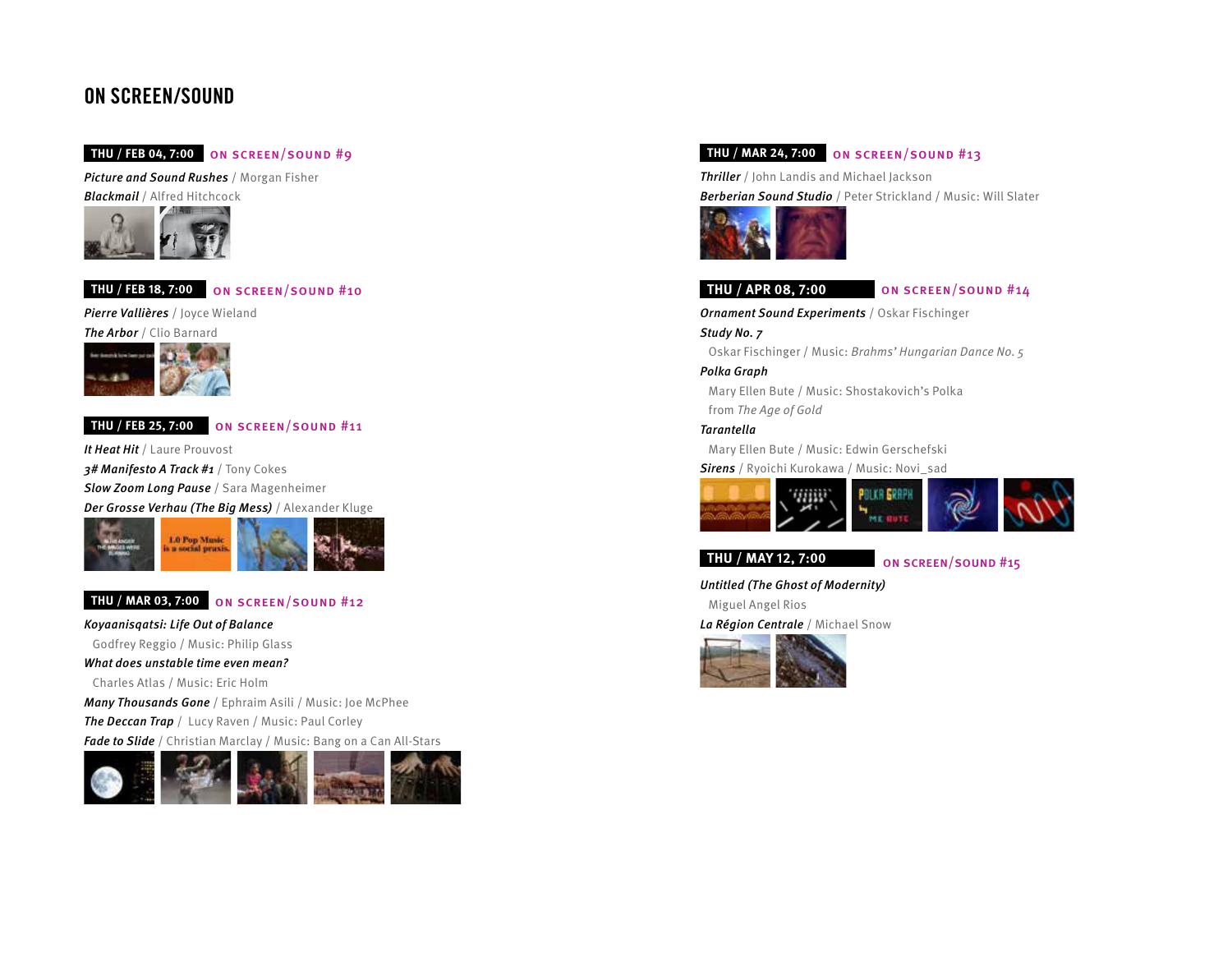# ON SCREEN/SOUND

**THU / FEB 04, 7:00** ON SCREEN/SOUND #9

***Picture and Sound Rushes*** / Morgan Fisher
***Blackmail*** / Alfred Hitchcock

**THU / FEB 18, 7:00** ON SCREEN/SOUND #10

***Pierre Vallières*** / Joyce Wieland
***The Arbor*** / Clio Barnard

**THU / FEB 25, 7:00** ON SCREEN/SOUND #11

***It Heat Hit*** / Laure Prouvost
***3# Manifesto A Track #1*** / Tony Cokes
***Slow Zoom Long Pause*** / Sara Magenheimer
***Der Grosse Verhau (The Big Mess)*** / Alexander Kluge

**THU / MAR 03, 7:00** ON SCREEN/SOUND #12

***Koyaanisqatsi: Life Out of Balance***
Godfrey Reggio / Music: Philip Glass
***What does unstable time even mean?***
Charles Atlas / Music: Eric Holm
***Many Thousands Gone*** / Ephraim Asili / Music: Joe McPhee
***The Deccan Trap*** / Lucy Raven / Music: Paul Corley
***Fade to Slide*** / Christian Marclay / Music: Bang on a Can All-Stars

**THU / MAR 24, 7:00** ON SCREEN/SOUND #13

***Thriller*** / John Landis and Michael Jackson
***Berberian Sound Studio*** / Peter Strickland / Music: Will Slater

**THU / APR 08, 7:00** ON SCREEN/SOUND #14

***Ornament Sound Experiments*** / Oskar Fischinger
***Study No. 7***
Oskar Fischinger / Music: *Brahms' Hungarian Dance No. 5*
***Polka Graph***
Mary Ellen Bute / Music: Shostakovich's Polka from *The Age of Gold*
***Tarantella***
Mary Ellen Bute / Music: Edwin Gerschefski
***Sirens*** / Ryoichi Kurokawa / Music: Novi_sad

**THU / MAY 12, 7:00** ON SCREEN/SOUND #15

***Untitled (The Ghost of Modernity)***
Miguel Angel Rios
***La Région Centrale*** / Michael Snow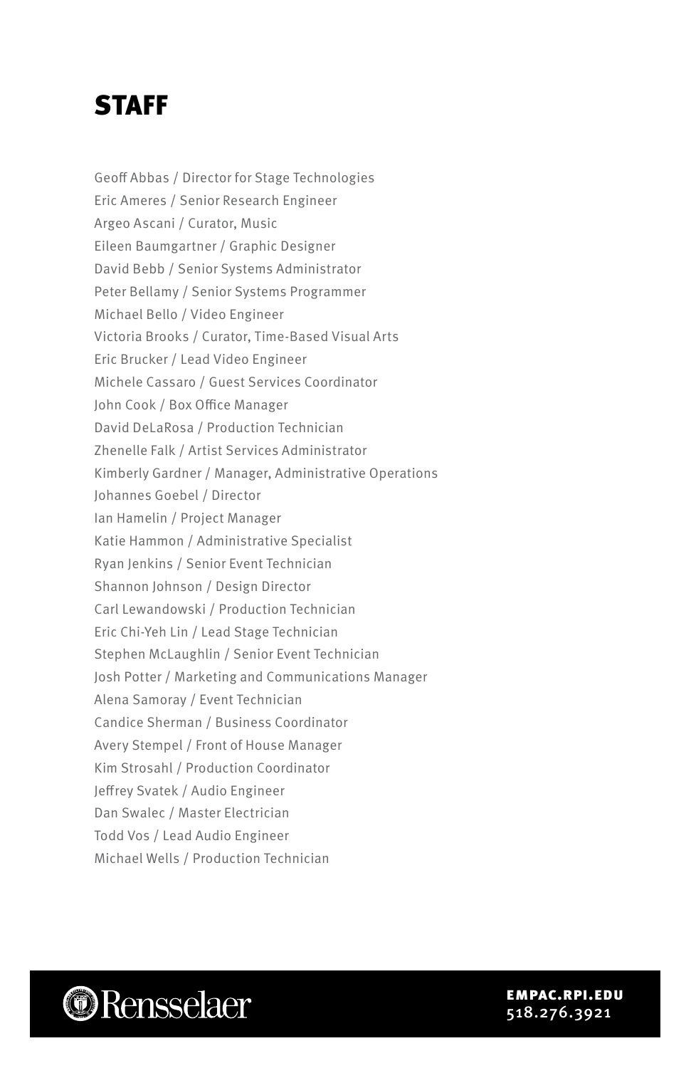# STAFF

Geoff Abbas / Director for Stage Technologies
Eric Ameres / Senior Research Engineer
Argeo Ascani / Curator, Music
Eileen Baumgartner / Graphic Designer
David Bebb / Senior Systems Administrator
Peter Bellamy / Senior Systems Programmer
Michael Bello / Video Engineer
Victoria Brooks / Curator, Time-Based Visual Arts
Eric Brucker / Lead Video Engineer
Michele Cassaro / Guest Services Coordinator
John Cook / Box Office Manager
David DeLaRosa / Production Technician
Zhenelle Falk / Artist Services Administrator
Kimberly Gardner / Manager, Administrative Operations
Johannes Goebel / Director
Ian Hamelin / Project Manager
Katie Hammon / Administrative Specialist
Ryan Jenkins / Senior Event Technician
Shannon Johnson / Design Director
Carl Lewandowski / Production Technician
Eric Chi-Yeh Lin / Lead Stage Technician
Stephen McLaughlin / Senior Event Technician
Josh Potter / Marketing and Communications Manager
Alena Samoray / Event Technician
Candice Sherman / Business Coordinator
Avery Stempel / Front of House Manager
Kim Strosahl / Production Coordinator
Jeffrey Svatek / Audio Engineer
Dan Swalec / Master Electrician
Todd Vos / Lead Audio Engineer
Michael Wells / Production Technician

Rensselaer

**EMPAC.RPI.EDU**
518.276.3921